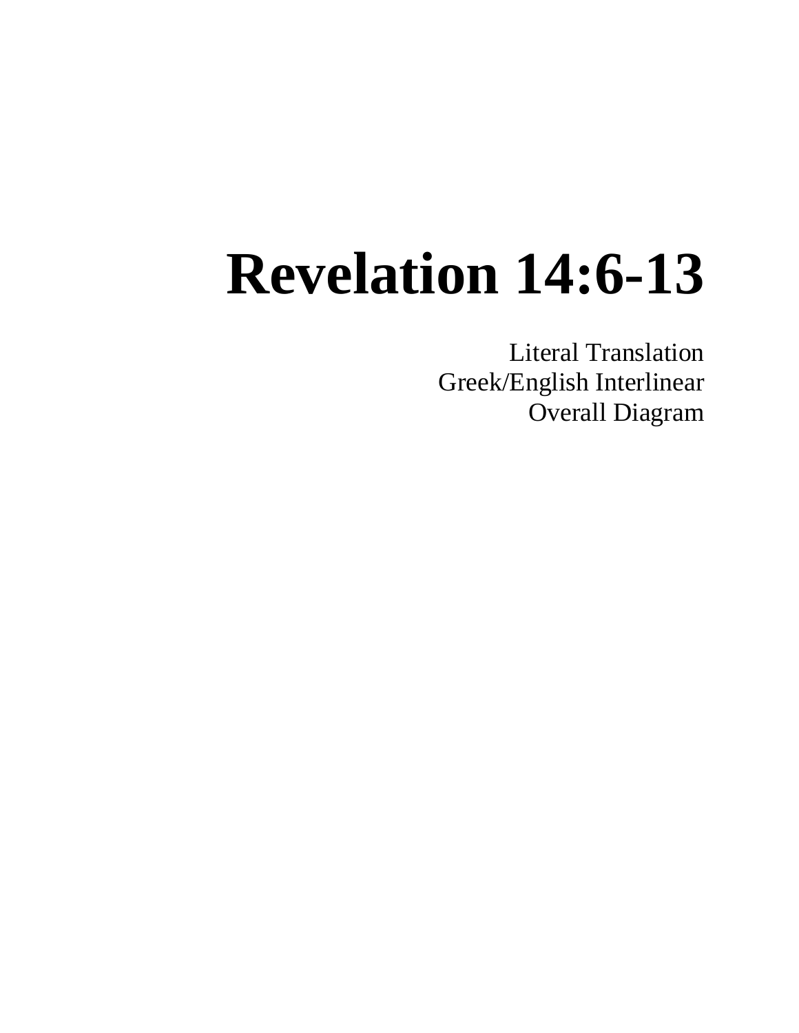# Revelation 14:6-13

Literal Translation
Greek/English Interlinear
Overall Diagram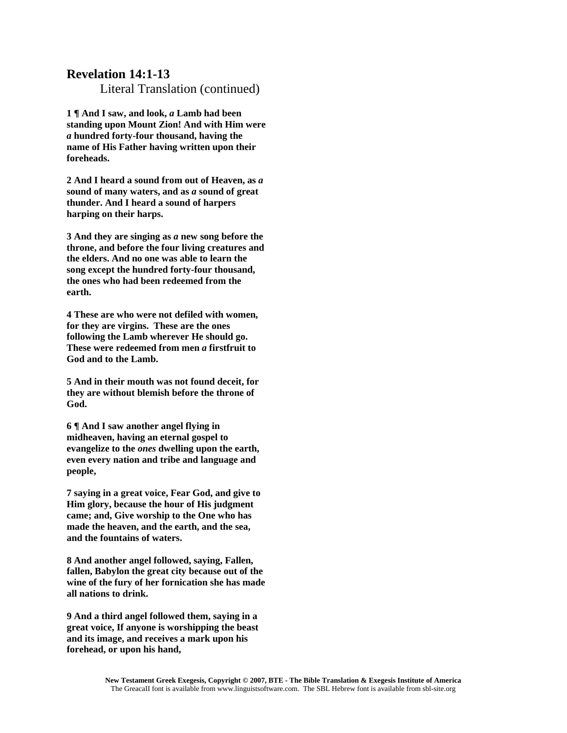## Revelation 14:1-13

Literal Translation (continued)

**1 ¶ And I saw, and look, *a* Lamb had been standing upon Mount Zion! And with Him were *a* hundred forty-four thousand, having the name of His Father having written upon their foreheads.**

**2 And I heard a sound from out of Heaven, as *a* sound of many waters, and as *a* sound of great thunder. And I heard a sound of harpers harping on their harps.**

**3 And they are singing as *a* new song before the throne, and before the four living creatures and the elders. And no one was able to learn the song except the hundred forty-four thousand, the ones who had been redeemed from the earth.**

**4 These are who were not defiled with women, for they are virgins. These are the ones following the Lamb wherever He should go. These were redeemed from men *a* firstfruit to God and to the Lamb.**

**5 And in their mouth was not found deceit, for they are without blemish before the throne of God.**

**6 ¶ And I saw another angel flying in midheaven, having an eternal gospel to evangelize to the *ones* dwelling upon the earth, even every nation and tribe and language and people,**

**7 saying in a great voice, Fear God, and give to Him glory, because the hour of His judgment came; and, Give worship to the One who has made the heaven, and the earth, and the sea, and the fountains of waters.**

**8 And another angel followed, saying, Fallen, fallen, Babylon the great city because out of the wine of the fury of her fornication she has made all nations to drink.**

**9 And a third angel followed them, saying in a great voice, If anyone is worshipping the beast and its image, and receives a mark upon his forehead, or upon his hand,**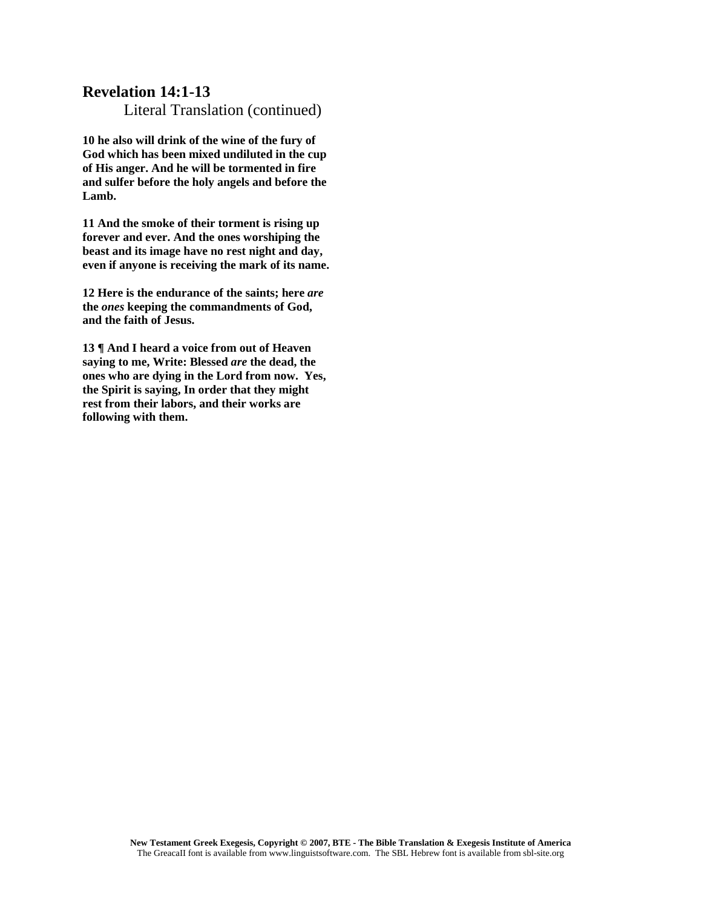## Revelation 14:1-13

Literal Translation (continued)

**10 he also will drink of the wine of the fury of God which has been mixed undiluted in the cup of His anger. And he will be tormented in fire and sulfer before the holy angels and before the Lamb.**

**11 And the smoke of their torment is rising up forever and ever. And the ones worshiping the beast and its image have no rest night and day, even if anyone is receiving the mark of its name.**

**12 Here is the endurance of the saints; here *are* the *ones* keeping the commandments of God, and the faith of Jesus.**

**13 ¶ And I heard a voice from out of Heaven saying to me, Write: Blessed *are* the dead, the ones who are dying in the Lord from now. Yes, the Spirit is saying, In order that they might rest from their labors, and their works are following with them.**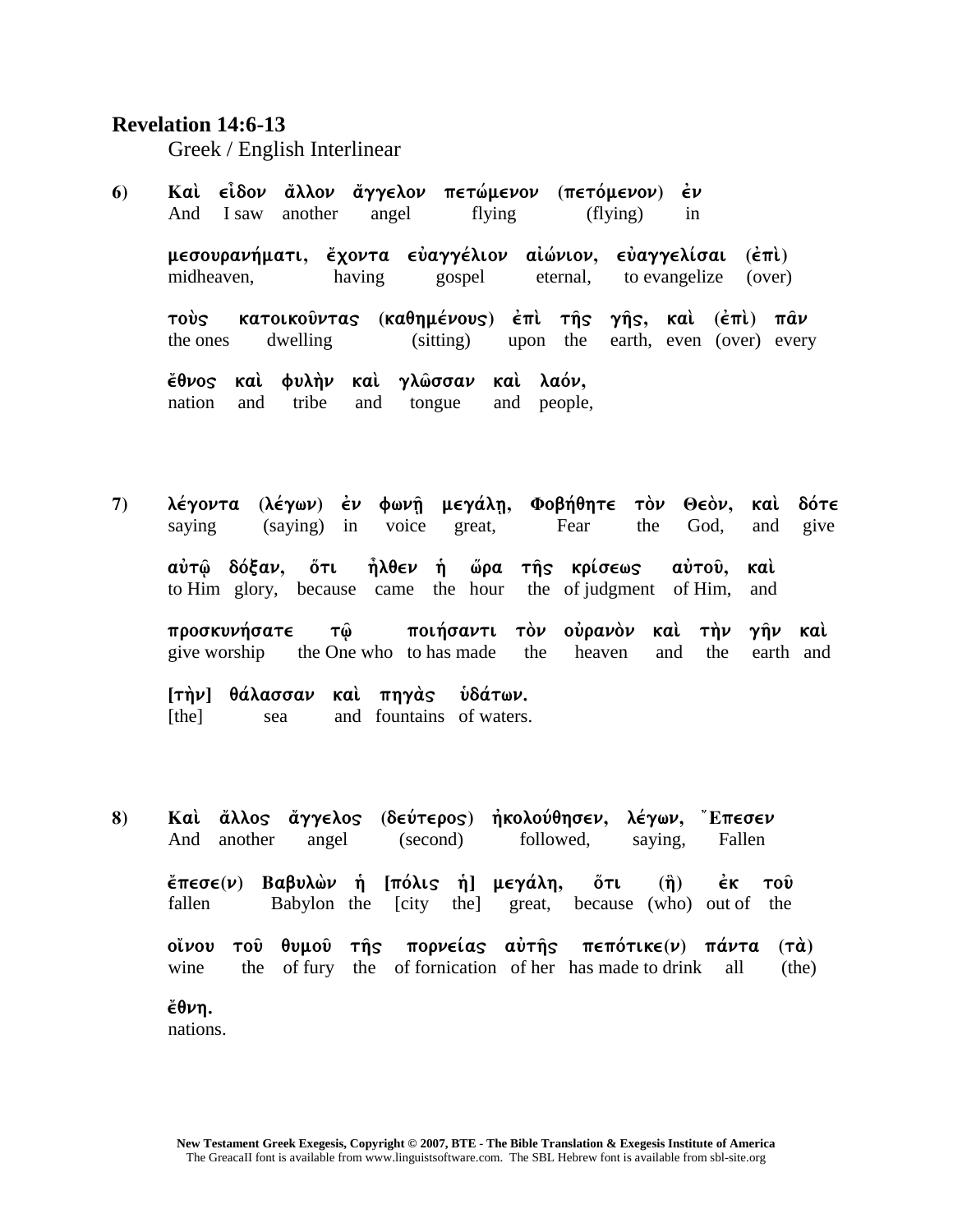**Revelation 14:6-13**

Greek / English Interlinear

**6)** **Καὶ εἶδον ἄλλον ἄγγελον πετώμενον (πετόμενον) ἐν**
And I saw another angel flying (flying) in

**μεσουρανήματι, ἔχοντα εὐαγγέλιον αἰώνιον, εὐαγγελίσαι (ἐπὶ)**
midheaven, having gospel eternal, to evangelize (over)

**τοὺς κατοικοῦντας (καθημένους) ἐπὶ τῆς γῆς, καὶ (ἐπὶ) πᾶν**
the ones dwelling (sitting) upon the earth, even (over) every

**ἔθνος καὶ φυλὴν καὶ γλῶσσαν καὶ λαόν,**
nation and tribe and tongue and people,

**7)** **λέγοντα (λέγων) ἐν φωνῇ μεγάλῃ, Φοβήθητε τὸν Θεὸν, καὶ δότε**
saying (saying) in voice great, Fear the God, and give

**αὐτῷ δόξαν, ὅτι ἦλθεν ἡ ὥρα τῆς κρίσεως αὐτοῦ, καὶ**
to Him glory, because came the hour the of judgment of Him, and

**προσκυνήσατε τῷ ποιήσαντι τὸν οὐρανὸν καὶ τὴν γῆν καὶ**
give worship the One who to has made the heaven and the earth and

**[τὴν] θάλασσαν καὶ πηγὰς ὑδάτων.**
[the] sea and fountains of waters.

**8)** **Καὶ ἄλλος ἄγγελος (δεύτερος) ἠκολούθησεν, λέγων, Ἔπεσεν**
And another angel (second) followed, saying, Fallen

**ἔπεσε(ν) Βαβυλὼν ἡ [πόλις ἡ] μεγάλη, ὅτι (ἣ) ἐκ τοῦ**
fallen Babylon the [city the] great, because (who) out of the

**οἴνου τοῦ θυμοῦ τῆς πορνείας αὐτῆς πεπότικε(ν) πάντα (τὰ)**
wine the of fury the of fornication of her has made to drink all (the)

**ἔθνη.**
nations.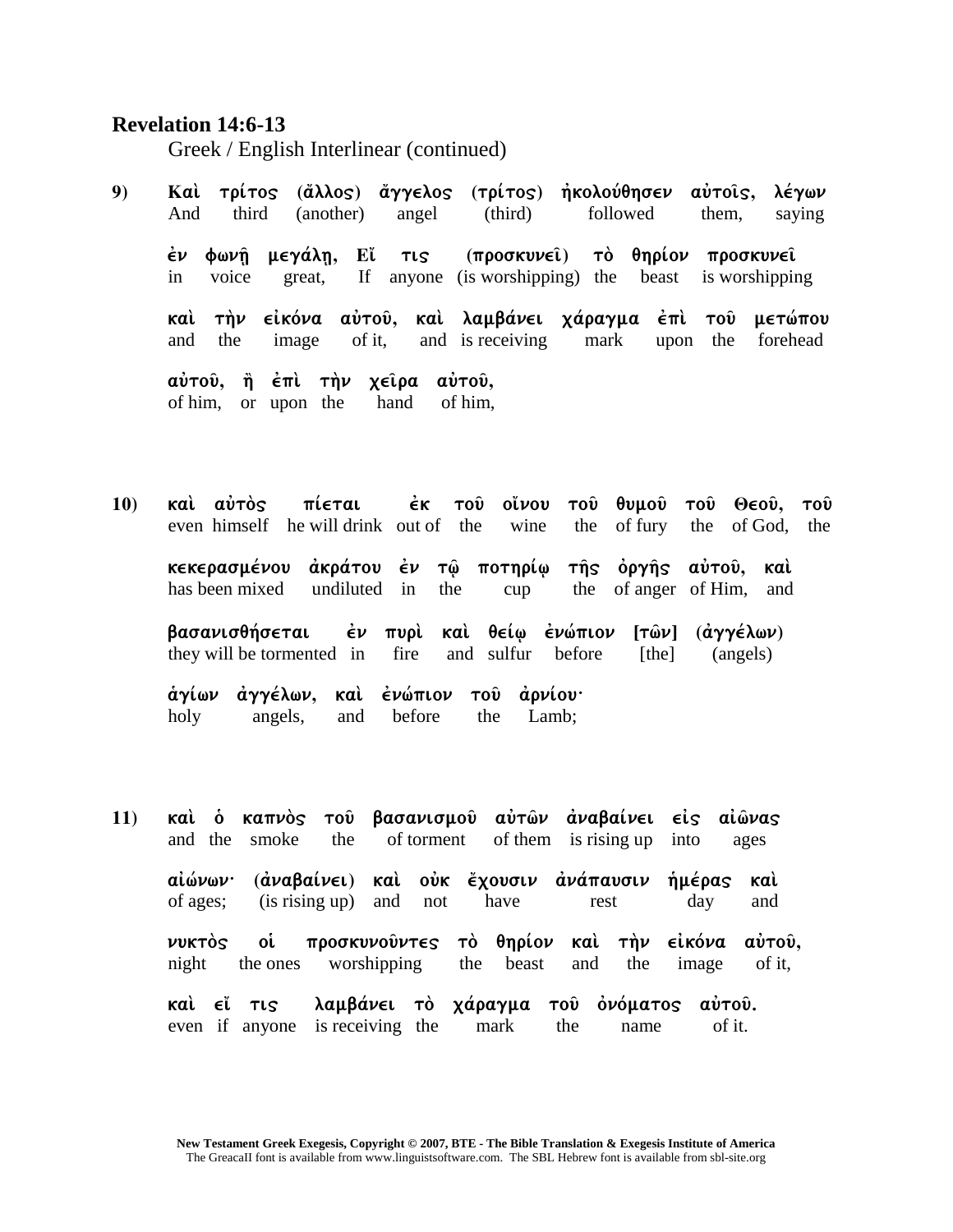**Revelation 14:6-13**

Greek / English Interlinear (continued)

**9)** Καὶ τρίτος (ἄλλος) ἄγγελος (τρίτος) ἠκολούθησεν αὐτοῖς, λέγων
And third (another) angel (third) followed them, saying

ἐν φωνῇ μεγάλῃ, Εἴ τις (προσκυνεῖ) τὸ θηρίον προσκυνεῖ
in voice great, If anyone (is worshipping) the beast is worshipping

καὶ τὴν εἰκόνα αὐτοῦ, καὶ λαμβάνει χάραγμα ἐπὶ τοῦ μετώπου
and the image of it, and is receiving mark upon the forehead

αὐτοῦ, ἢ ἐπὶ τὴν χεῖρα αὐτοῦ,
of him, or upon the hand of him,

**10)** καὶ αὐτὸς πίεται ἐκ τοῦ οἴνου τοῦ θυμοῦ τοῦ Θεοῦ, τοῦ
even himself he will drink out of the wine the of fury the of God, the

κεκερασμένου ἀκράτου ἐν τῷ ποτηρίῳ τῆς ὀργῆς αὐτοῦ, καὶ
has been mixed undiluted in the cup the of anger of Him, and

βασανισθήσεται ἐν πυρὶ καὶ θείῳ ἐνώπιον [τῶν] (ἀγγέλων)
they will be tormented in fire and sulfur before [the] (angels)

ἁγίων ἀγγέλων, καὶ ἐνώπιον τοῦ ἀρνίου·
holy angels, and before the Lamb;

**11)** καὶ ὁ καπνὸς τοῦ βασανισμοῦ αὐτῶν ἀναβαίνει εἰς αἰῶνας
and the smoke the of torment of them is rising up into ages

αἰώνων· (ἀναβαίνει) καὶ οὐκ ἔχουσιν ἀνάπαυσιν ἡμέρας καὶ
of ages; (is rising up) and not have rest day and

νυκτὸς οἱ προσκυνοῦντες τὸ θηρίον καὶ τὴν εἰκόνα αὐτοῦ,
night the ones worshipping the beast and the image of it,

καὶ εἴ τις λαμβάνει τὸ χάραγμα τοῦ ὀνόματος αὐτοῦ.
even if anyone is receiving the mark the name of it.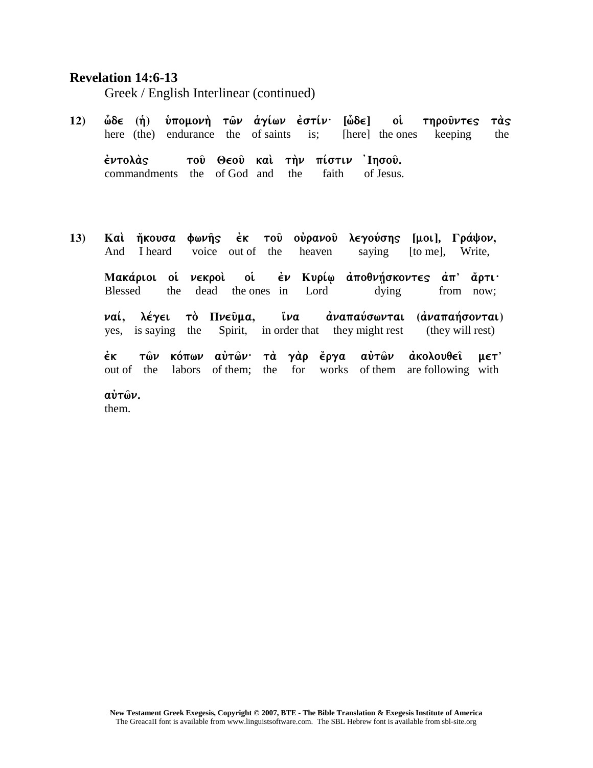**Revelation 14:6-13**

Greek / English Interlinear (continued)

**12)** ὧδε (ἡ) ὑπομονὴ τῶν ἁγίων ἐστίν· [ὧδε] οἱ τηροῦντες τὰς
here (the) endurance the of saints is; [here] the ones keeping the

ἐντολὰς τοῦ Θεοῦ καὶ τὴν πίστιν Ἰησοῦ.
commandments the of God and the faith of Jesus.

**13)** Καὶ ἤκουσα φωνῆς ἐκ τοῦ οὐρανοῦ λεγούσης [μοι], Γράψον,
And I heard voice out of the heaven saying [to me], Write,

Μακάριοι οἱ νεκροὶ οἱ ἐν Κυρίῳ ἀποθνῄσκοντες ἀπ᾽ ἄρτι·
Blessed the dead the ones in Lord dying from now;

ναί, λέγει τὸ Πνεῦμα, ἵνα ἀναπαύσωνται (ἀναπαήσονται)
yes, is saying the Spirit, in order that they might rest (they will rest)

ἐκ τῶν κόπων αὐτῶν· τὰ γὰρ ἔργα αὐτῶν ἀκολουθεῖ μετ᾽
out of the labors of them; the for works of them are following with

αὐτῶν.
them.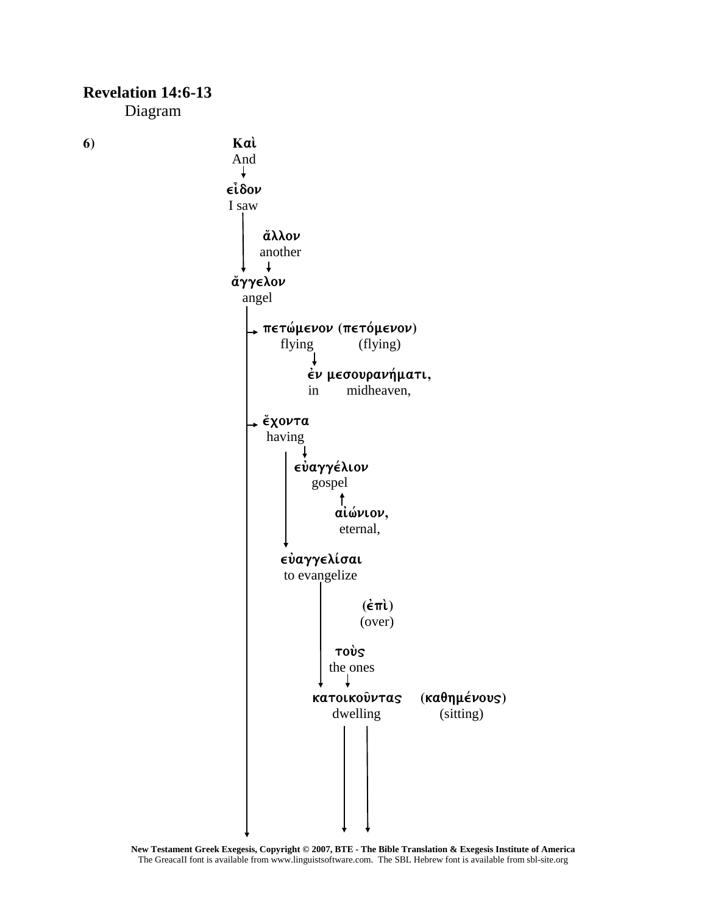**Revelation 14:6-13**

Diagram

**6)**

**Καὶ**
And

**εἶδον**
I saw

**ἄλλον**
another

**ἄγγελον**
angel

**πετώμενον** (**πετόμενον**)
flying (flying)

**ἐν μεσουρανήματι,**
in midheaven,

**ἔχοντα**
having

**εὐαγγέλιον**
gospel

**αἰώνιον,**
eternal,

**εὐαγγελίσαι**
to evangelize

(**ἐπὶ**)
(over)

**τοὺς**
the ones

**κατοικοῦντας** (**καθημένους**)
dwelling (sitting)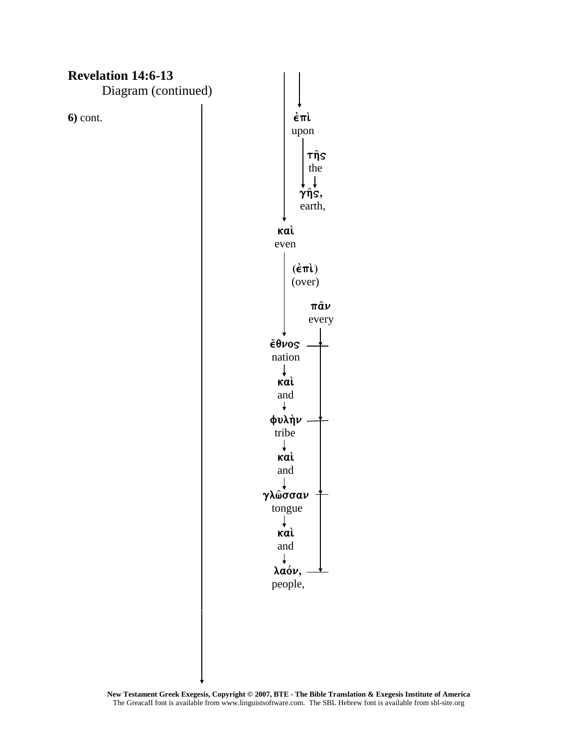# Revelation 14:6-13

Diagram (continued)

**6)** cont.

ἐπὶ
upon

τῆς
the

γῆς,
earth,

καὶ
even

(ἐπὶ)
(over)

πᾶν
every

ἔθνος
nation

καὶ
and

φυλὴν
tribe

καὶ
and

γλῶσσαν
tongue

καὶ
and

λαόν,
people,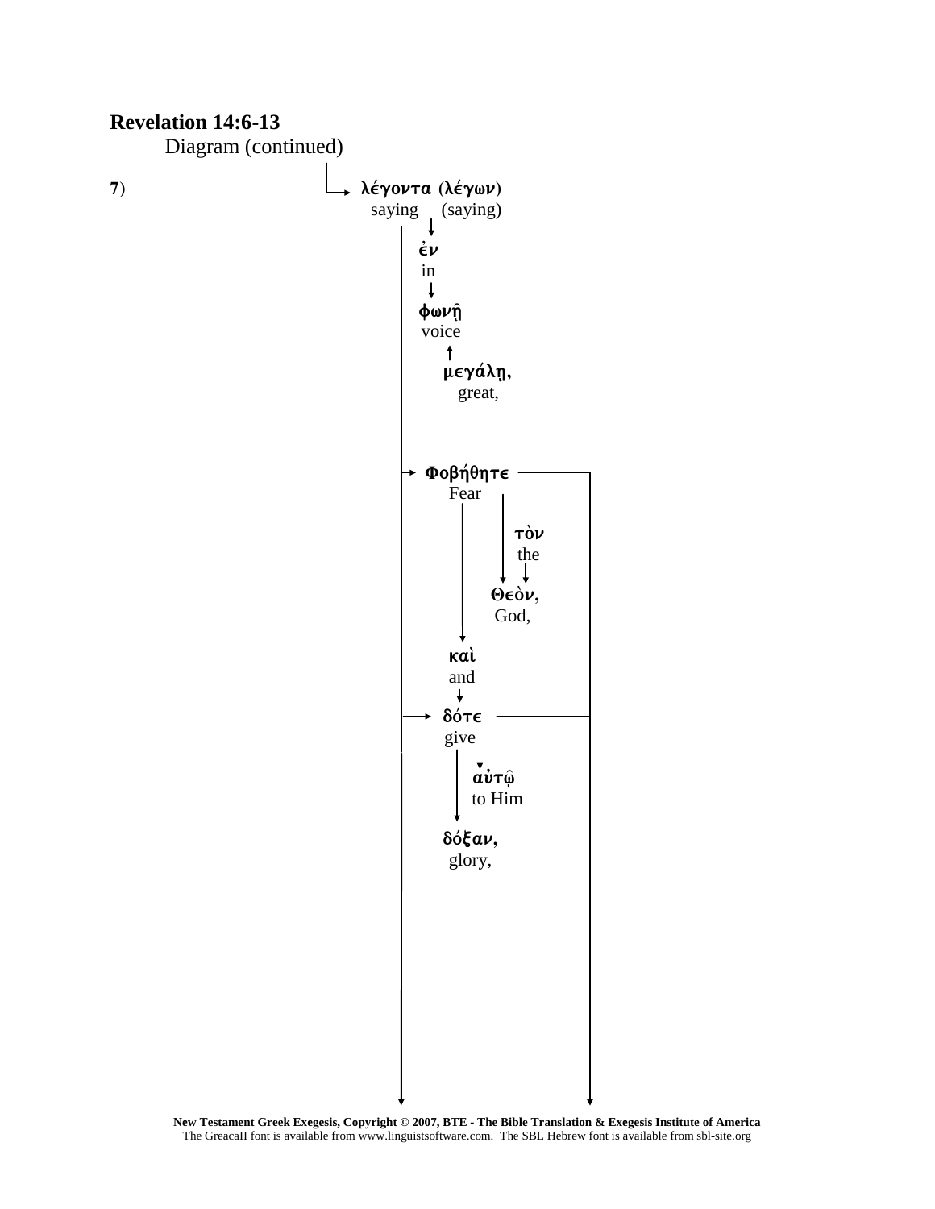**Revelation 14:6-13**

Diagram (continued)

**7)**

λέγοντα (λέγων)
saying (saying)

ἐν
in

φωνῇ
voice

μεγάλῃ,
great,

Φοβήθητε
Fear

τὸν
the

Θεὸν,
God,

καὶ
and

δότε
give

αὐτῷ
to Him

δόξαν,
glory,

**New Testament Greek Exegesis, Copyright © 2007, BTE - The Bible Translation & Exegesis Institute of America**
The GreacaII font is available from www.linguistsoftware.com. The SBL Hebrew font is available from sbl-site.org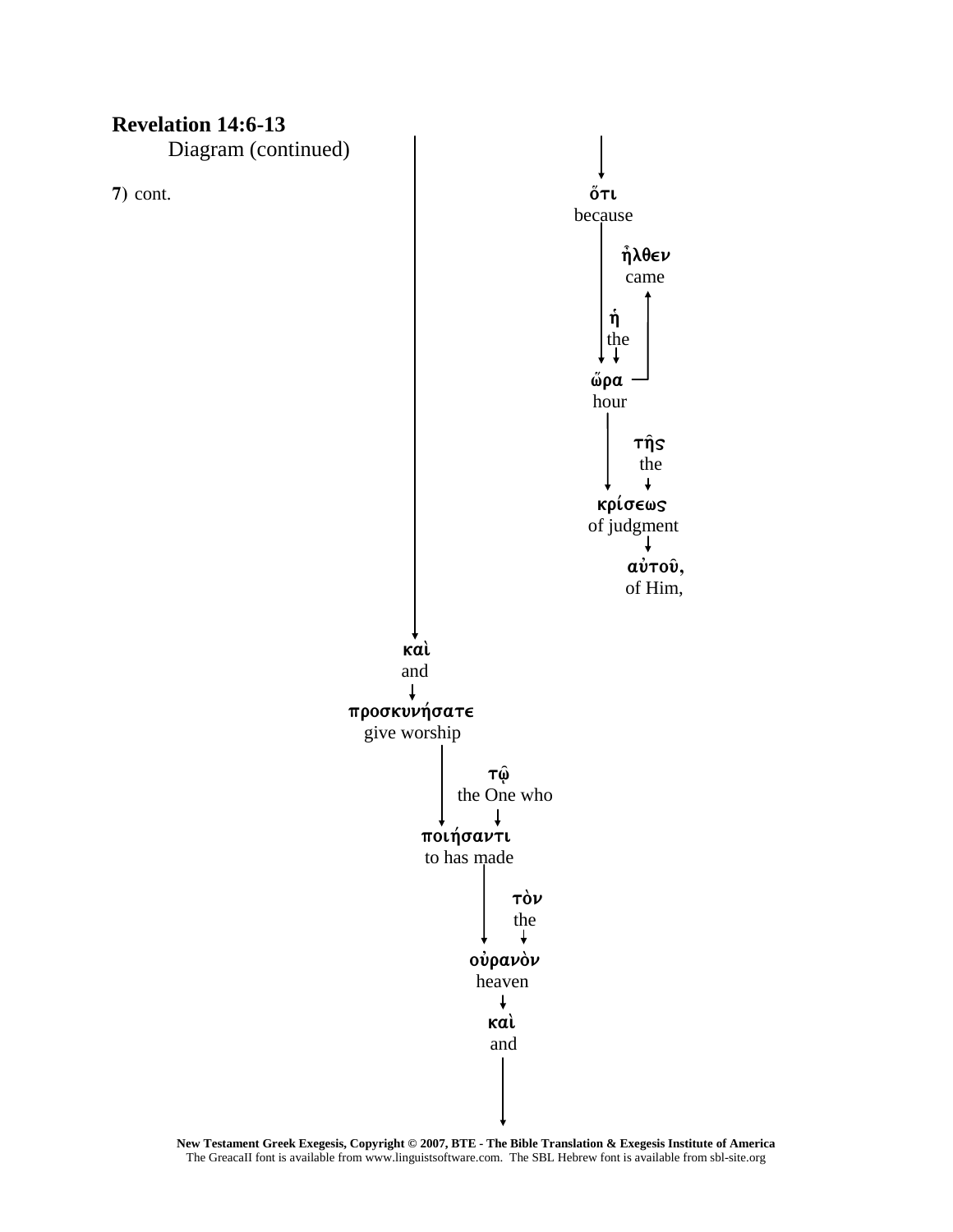**Revelation 14:6-13**

Diagram (continued)

**7**) cont.

ὅτι
because

ἦλθεν
came

ἡ
the

ὥρα
hour

τῆς
the

κρίσεως
of judgment

αὐτοῦ,
of Him,

καὶ
and

προσκυνήσατε
give worship

τῷ
the One who

ποιήσαντι
to has made

τὸν
the

οὐρανὸν
heaven

καὶ
and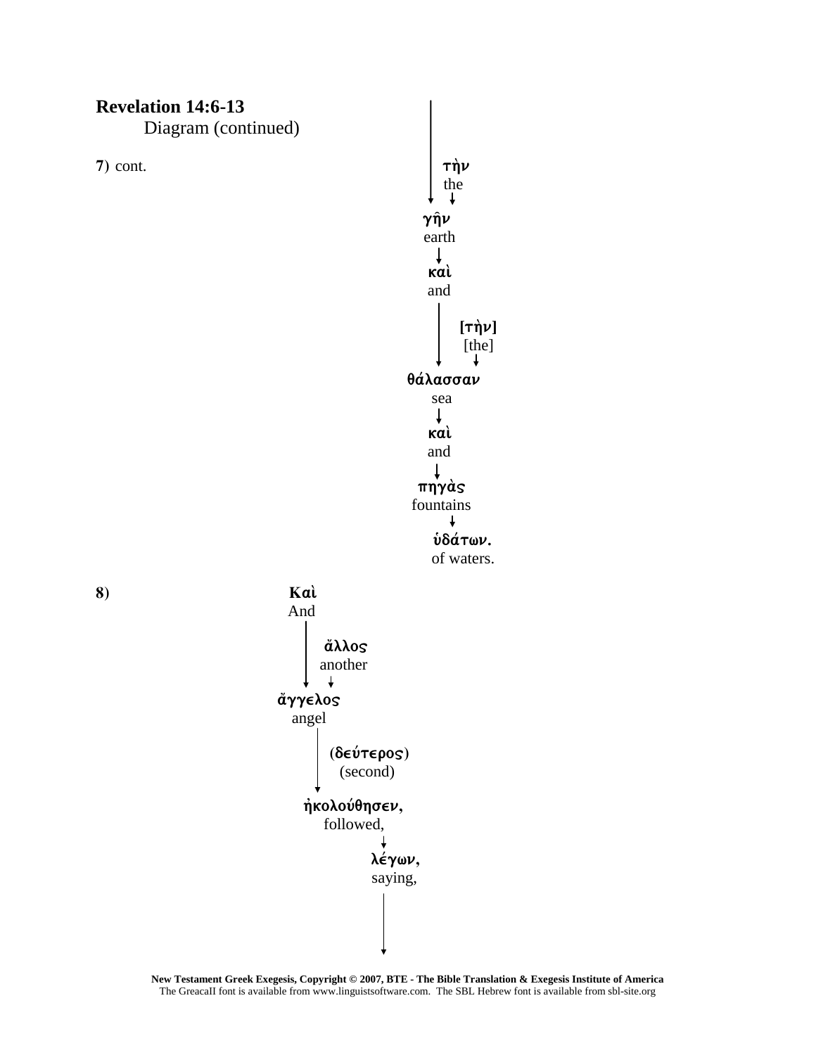**Revelation 14:6-13**
Diagram (continued)

**7)** cont.

τὴν
the

γῆν
earth

καὶ
and

[τὴν]
[the]

θάλασσαν
sea

καὶ
and

πηγὰς
fountains

ὑδάτων.
of waters.

**8)**

Καὶ
And

ἄλλος
another

ἄγγελος
angel

(δεύτερος)
(second)

ἠκολούθησεν,
followed,

λέγων,
saying,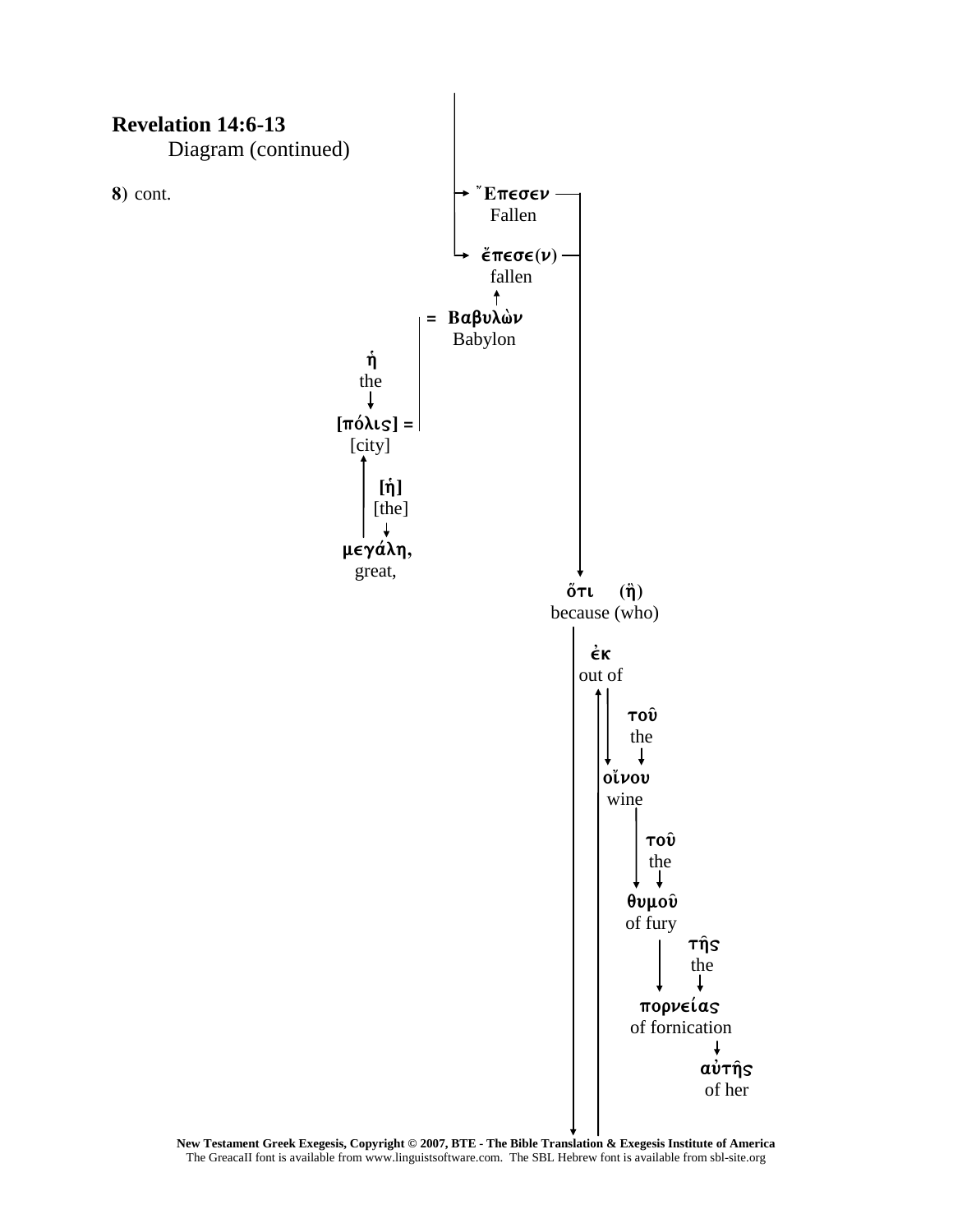**Revelation 14:6-13**

Diagram (continued)

**8**) cont.

Ἔπεσεν
Fallen

ἔπεσε(ν)
fallen

= Βαβυλὼν
Babylon

ἡ
the

[πόλις] =
[city]

[ἡ]
[the]

μεγάλη,
great,

ὅτι (ἣ)
because (who)

ἐκ
out of

τοῦ
the

οἴνου
wine

τοῦ
the

θυμοῦ
of fury

τῆς
the

πορνείας
of fornication

αὐτῆς
of her

**New Testament Greek Exegesis, Copyright © 2007, BTE - The Bible Translation & Exegesis Institute of America**
The GreacaII font is available from www.linguistsoftware.com. The SBL Hebrew font is available from sbl-site.org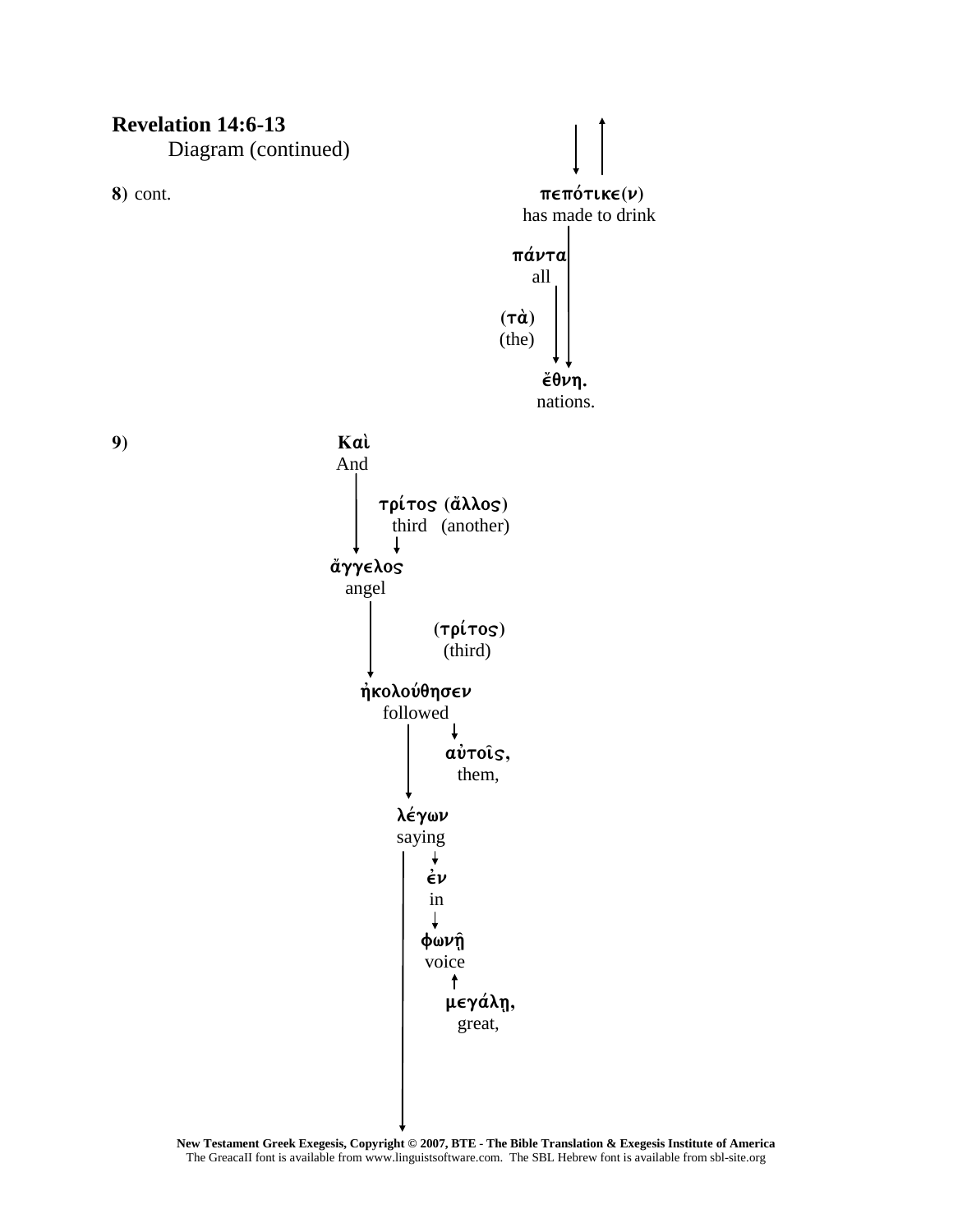**Revelation 14:6-13**

Diagram (continued)

**8**) cont.

πεπότικε(ν)
has made to drink

πάντα
all

(τὰ)
(the)

ἔθνη.
nations.

**9**)

Καὶ
And

τρίτος (ἄλλος)
third (another)

ἄγγελος
angel

(τρίτος)
(third)

ἠκολούθησεν
followed

αὐτοῖς,
them,

λέγων
saying

ἐν
in

φωνῇ
voice

μεγάλῃ,
great,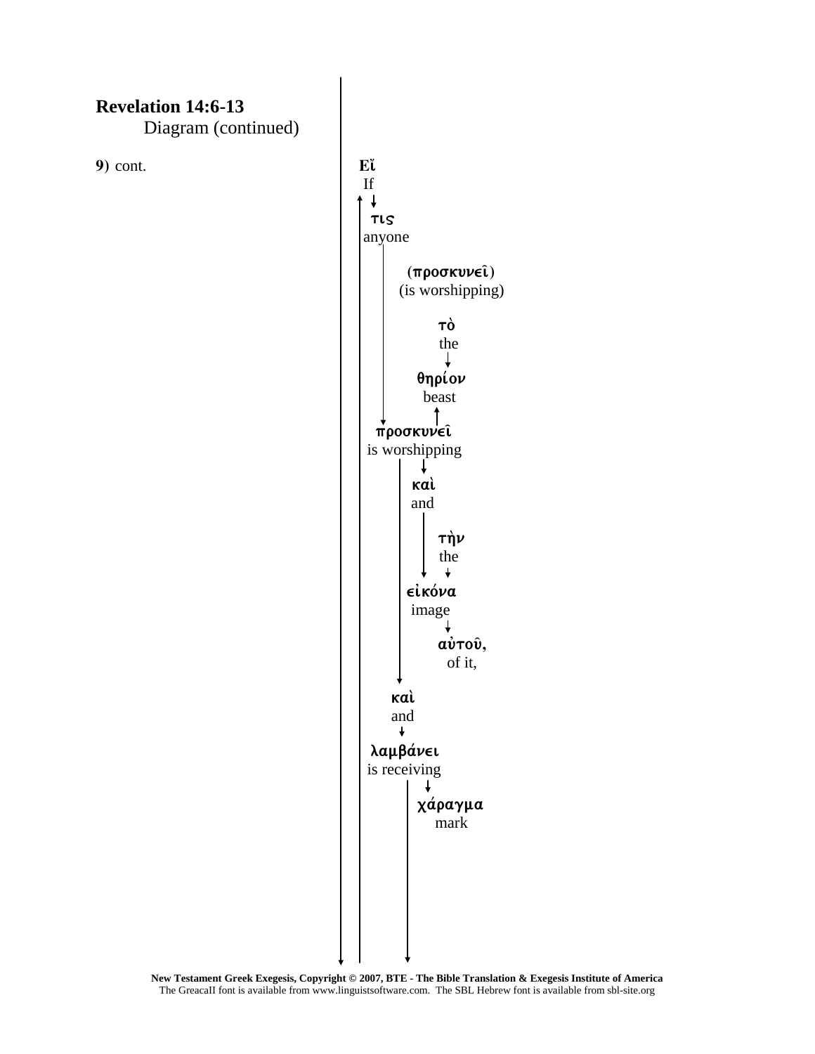**Revelation 14:6-13**

Diagram (continued)

**9**) cont.

**Εἴ**
If

τις
anyone

(προσκυνεῖ)
(is worshipping)

τὸ
the

θηρίον
beast

προσκυνεῖ
is worshipping

καὶ
and

τὴν
the

εἰκόνα
image

αὐτοῦ,
of it,

καὶ
and

λαμβάνει
is receiving

χάραγμα
mark

**New Testament Greek Exegesis, Copyright © 2007, BTE - The Bible Translation & Exegesis Institute of America**
The GreacaII font is available from www.linguistsoftware.com. The SBL Hebrew font is available from sbl-site.org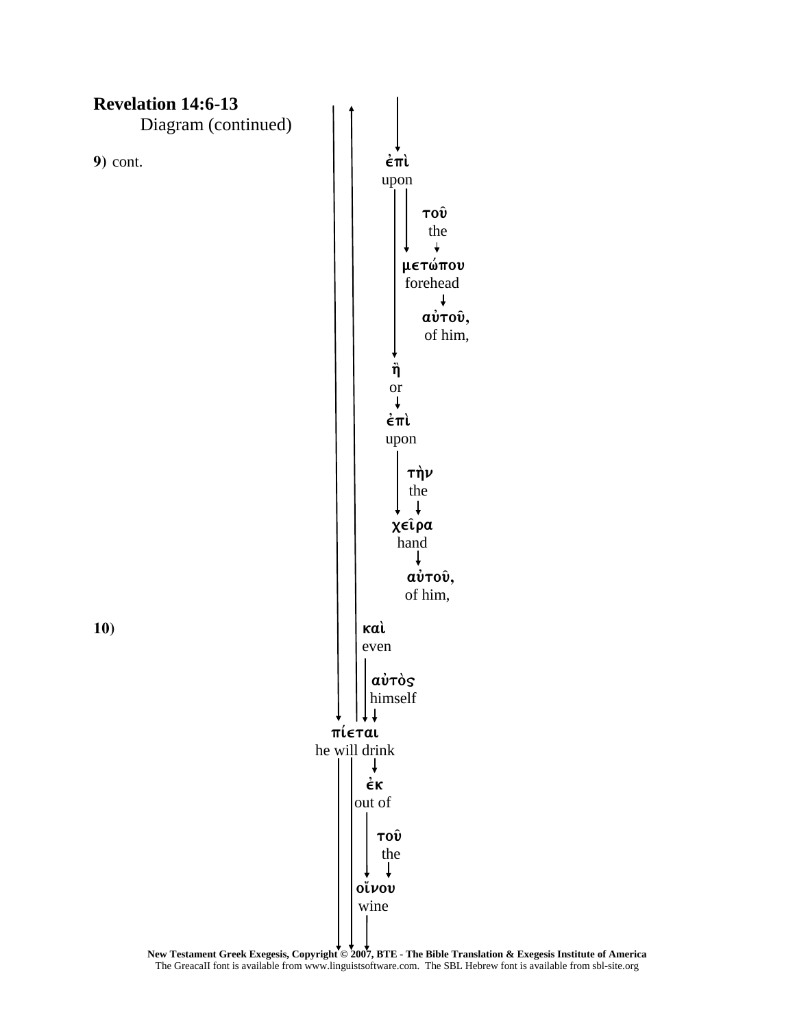**Revelation 14:6-13**
Diagram (continued)

**9**) cont.

ἐπὶ
upon

τοῦ
the

μετώπου
forehead

αὐτοῦ,
of him,

ἢ
or

ἐπὶ
upon

τὴν
the

χεῖρα
hand

αὐτοῦ,
of him,

**10**)

καὶ
even

αὐτὸς
himself

πίεται
he will drink

ἐκ
out of

τοῦ
the

οἴνου
wine

**New Testament Greek Exegesis, Copyright © 2007, BTE - The Bible Translation & Exegesis Institute of America**
The GreacaII font is available from www.linguistsoftware.com. The SBL Hebrew font is available from sbl-site.org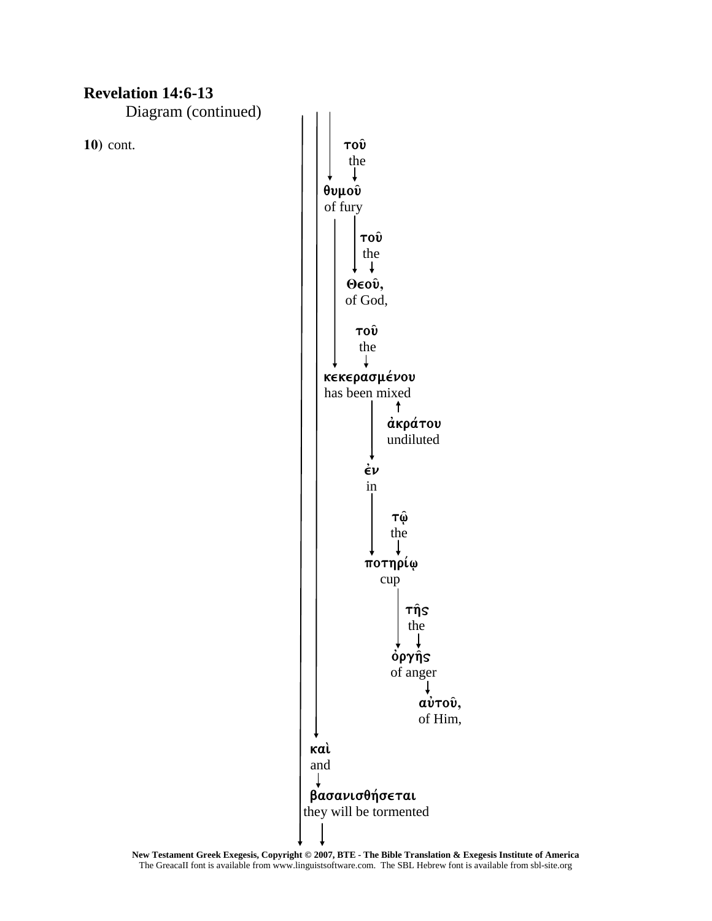**Revelation 14:6-13**

Diagram (continued)

**10**) cont.

τοῦ
the

θυμοῦ
of fury

τοῦ
the

Θεοῦ,
of God,

τοῦ
the

κεκερασμένου
has been mixed

ἀκράτου
undiluted

ἐν
in

τῷ
the

ποτηρίῳ
cup

τῆς
the

ὀργῆς
of anger

αὐτοῦ,
of Him,

καὶ
and

βασανισθήσεται
they will be tormented

**New Testament Greek Exegesis, Copyright © 2007, BTE - The Bible Translation & Exegesis Institute of America**
The GreacaII font is available from www.linguistsoftware.com. The SBL Hebrew font is available from sbl-site.org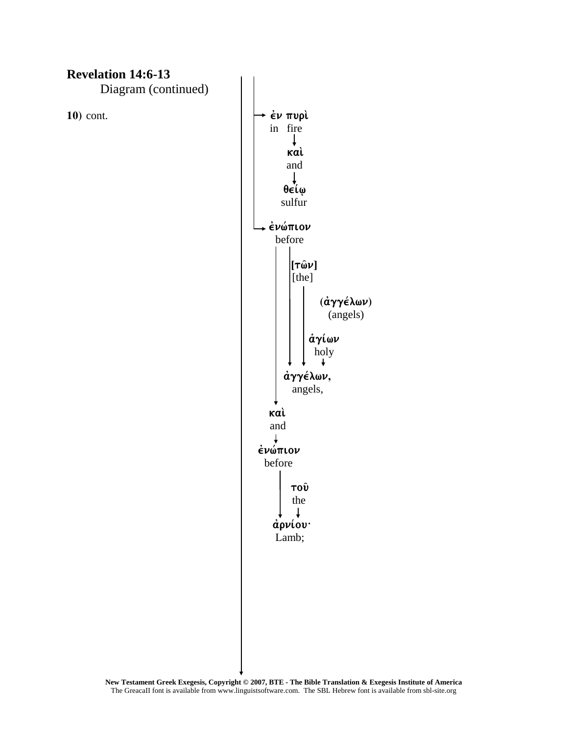**Revelation 14:6-13**

Diagram (continued)

**10**) cont.

ἐν πυρὶ
in fire

καὶ
and

θείῳ
sulfur

ἐνώπιον
before

[τῶν]
[the]

(ἀγγέλων)
(angels)

ἁγίων
holy

ἀγγέλων,
angels,

καὶ
and

ἐνώπιον
before

τοῦ
the

ἀρνίου·
Lamb;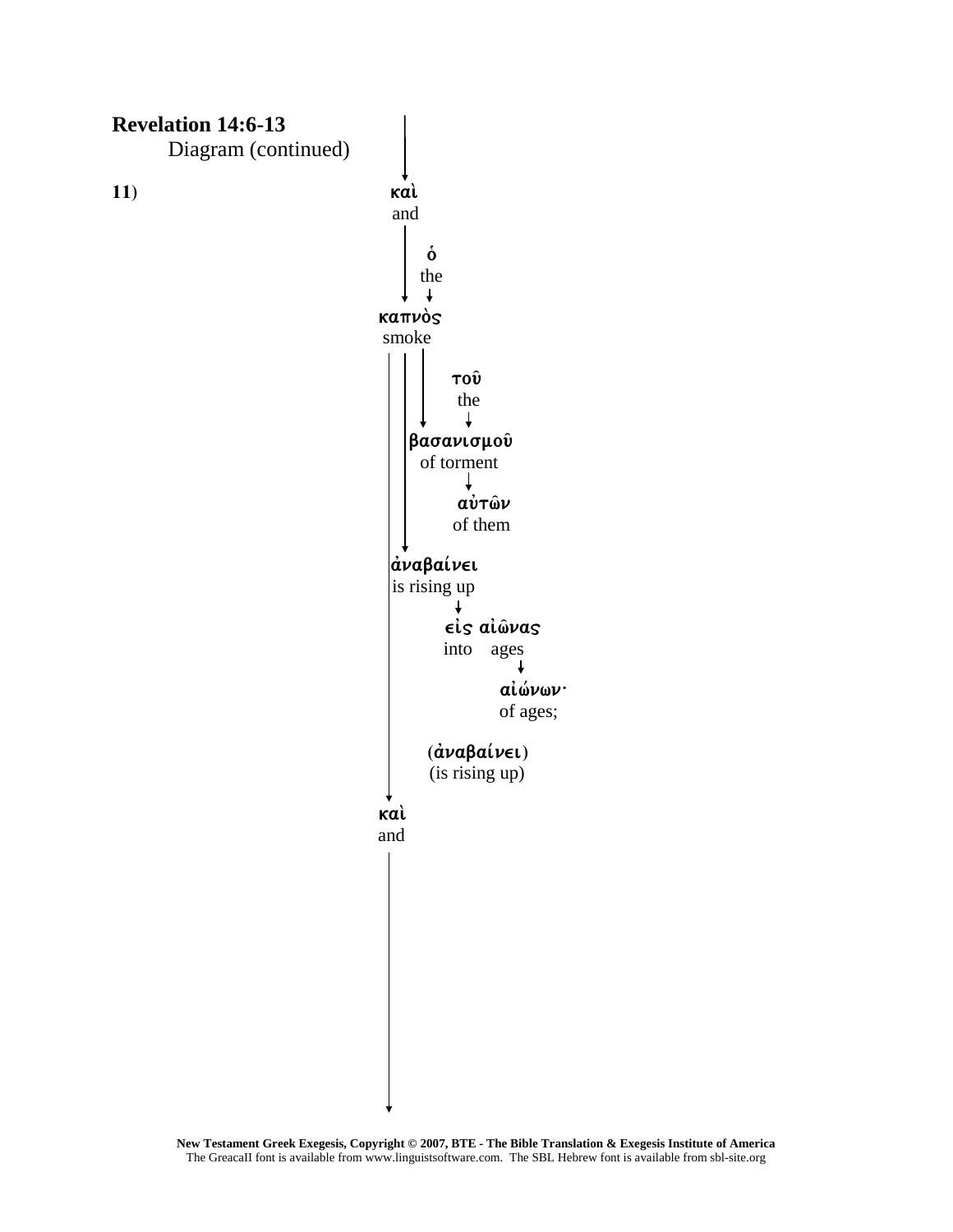**Revelation 14:6-13**

Diagram (continued)

**11**)

καὶ
and

ὁ
the

καπνὸς
smoke

τοῦ
the

βασανισμοῦ
of torment

αὐτῶν
of them

ἀναβαίνει
is rising up

εἰς αἰῶνας
into ages

αἰώνων·
of ages;

(ἀναβαίνει)
(is rising up)

καὶ
and

**New Testament Greek Exegesis, Copyright © 2007, BTE - The Bible Translation & Exegesis Institute of America**
The GreacaII font is available from www.linguistsoftware.com. The SBL Hebrew font is available from sbl-site.org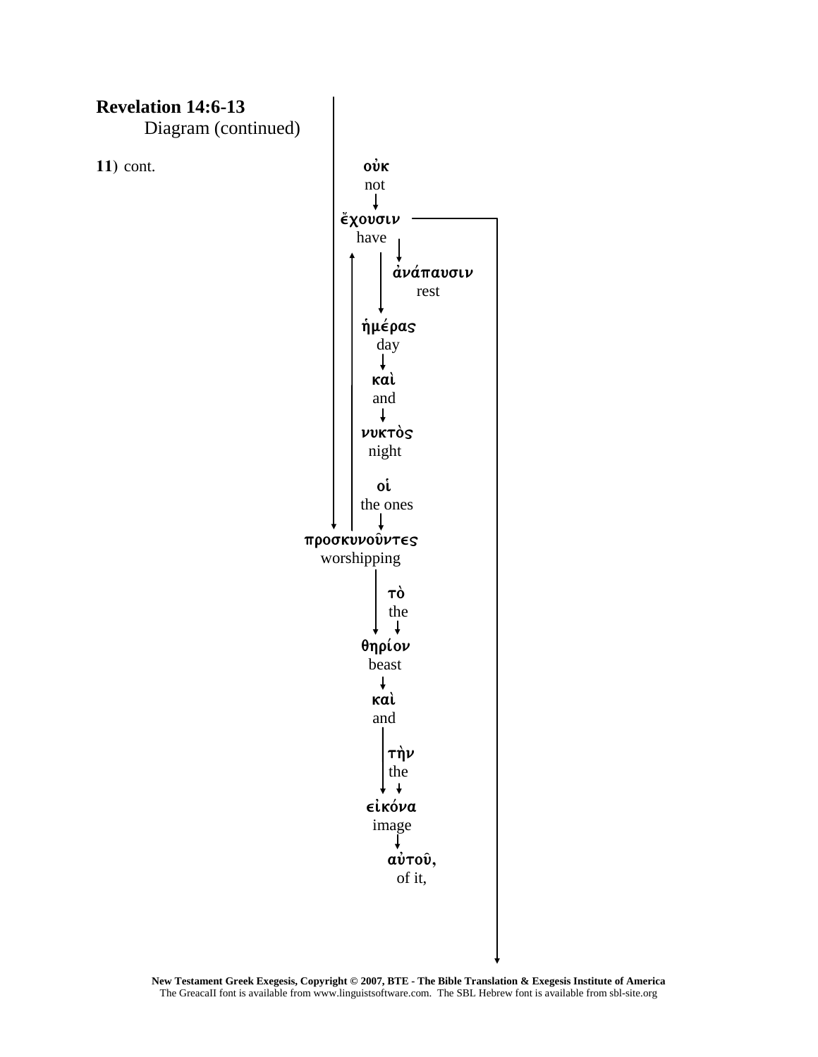**Revelation 14:6-13**

Diagram (continued)

**11**) cont.

οὐκ
not

ἔχουσιν
have

ἀνάπαυσιν
rest

ἡμέρας
day

καὶ
and

νυκτὸς
night

οἱ
the ones

προσκυνοῦντες
worshipping

τὸ
the

θηρίον
beast

καὶ
and

τὴν
the

εἰκόνα
image

αὐτοῦ,
of it,

**New Testament Greek Exegesis, Copyright © 2007, BTE - The Bible Translation & Exegesis Institute of America**
The GreacaII font is available from www.linguistsoftware.com. The SBL Hebrew font is available from sbl-site.org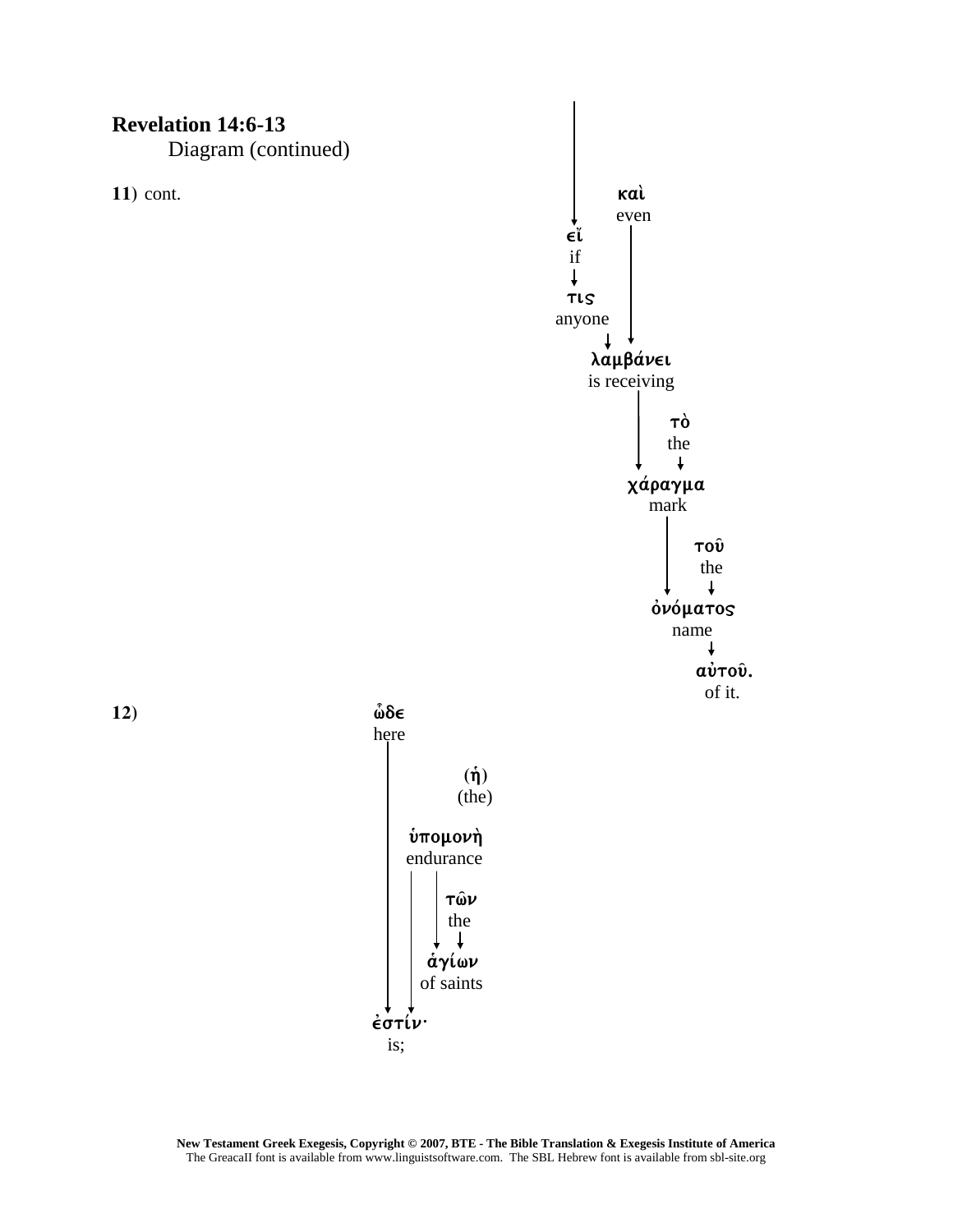**Revelation 14:6-13**

Diagram (continued)

**11**) cont.

καὶ
even

εἴ
if

τις
anyone

λαμβάνει
is receiving

τὸ
the

χάραγμα
mark

τοῦ
the

ὀνόματος
name

αὐτοῦ.
of it.

**12**)

ὧδε
here

(ἡ)
(the)

ὑπομονὴ
endurance

τῶν
the

ἁγίων
of saints

ἐστίν·
is;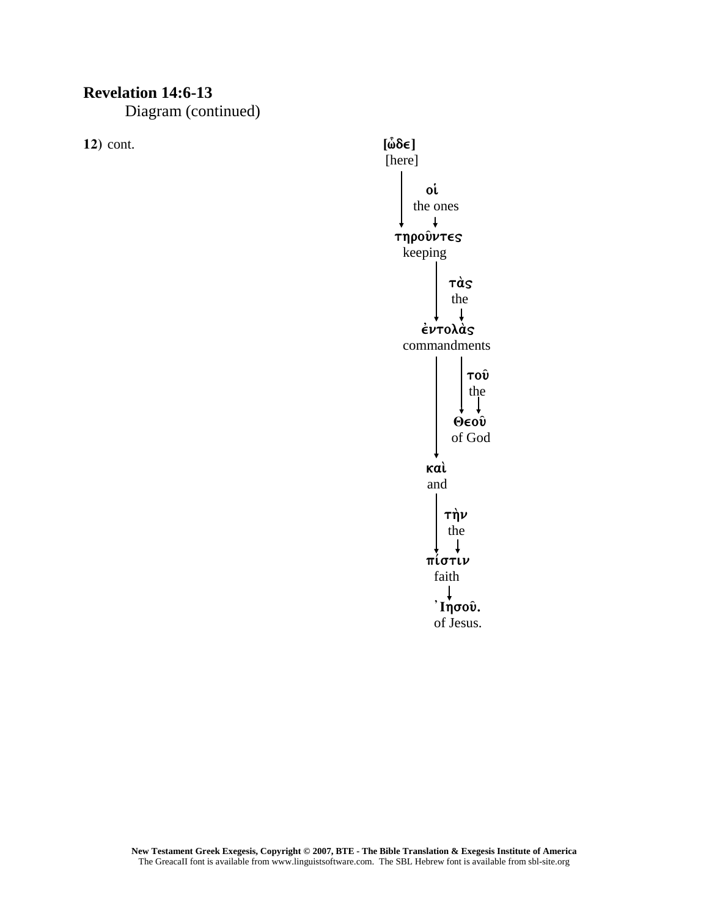**Revelation 14:6-13**

Diagram (continued)

**12**) cont.

[ὧδε]
[here]

οἱ
the ones

τηροῦντες
keeping

τὰς
the

ἐντολὰς
commandments

τοῦ
the

Θεοῦ
of God

καὶ
and

τὴν
the

πίστιν
faith

Ἰησοῦ.
of Jesus.

**New Testament Greek Exegesis, Copyright © 2007, BTE - The Bible Translation & Exegesis Institute of America**
The GreacaII font is available from www.linguistsoftware.com. The SBL Hebrew font is available from sbl-site.org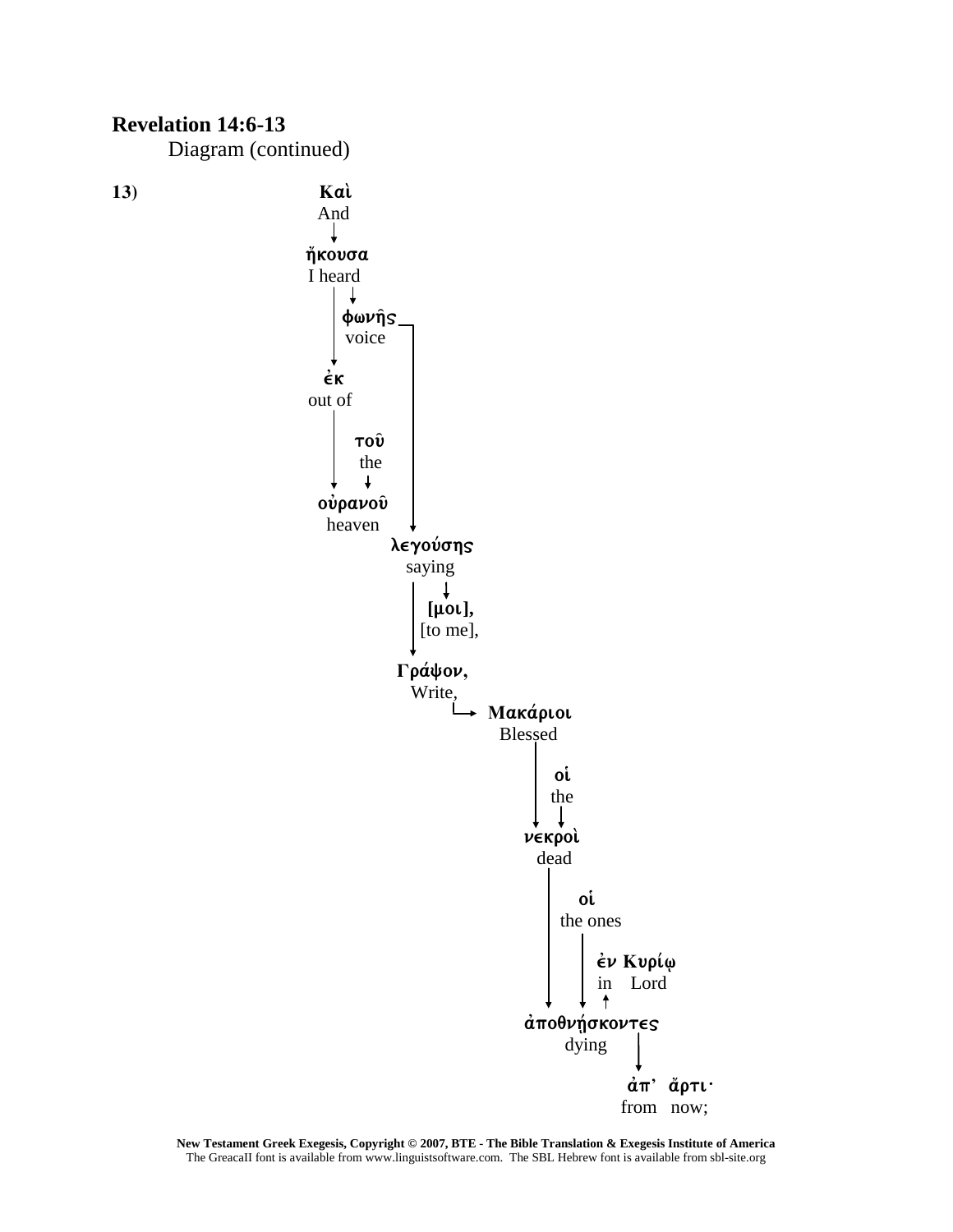**Revelation 14:6-13**

Diagram (continued)

**13)**

**Καὶ**
And

**ἤκουσα**
I heard

**φωνῆς**
voice

**ἐκ**
out of

**τοῦ**
the

**οὐρανοῦ**
heaven

**λεγούσης**
saying

**[μοι],**
[to me],

**Γράψον,**
Write,

**Μακάριοι**
Blessed

**οἱ**
the

**νεκροὶ**
dead

**οἱ**
the ones

**ἐν Κυρίῳ**
in Lord

**ἀποθνῄσκοντες**
dying

**ἀπ' ἄρτι·**
from now;

**New Testament Greek Exegesis, Copyright © 2007, BTE - The Bible Translation & Exegesis Institute of America**
The GreacaII font is available from www.linguistsoftware.com. The SBL Hebrew font is available from sbl-site.org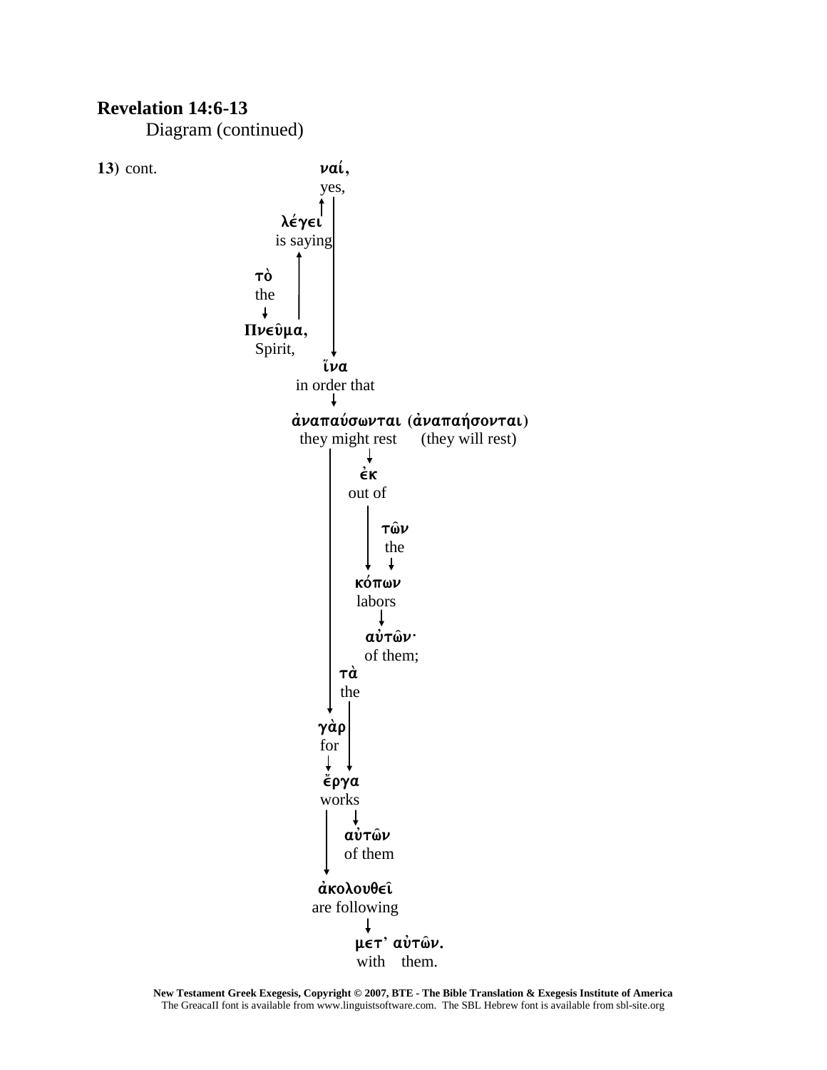**Revelation 14:6-13**

Diagram (continued)

**13**) cont.

**ναί,**
yes,

**λέγει**
is saying

**τὸ**
the

**Πνεῦμα,**
Spirit,

**ἵνα**
in order that

**ἀναπαύσωνται (ἀναπαήσονται)**
they might rest (they will rest)

**ἐκ**
out of

**τῶν**
the

**κόπων**
labors

**αὐτῶν·**
of them;

**τὰ**
the

**γὰρ**
for

**ἔργα**
works

**αὐτῶν**
of them

**ἀκολουθεῖ**
are following

**μετ' αὐτῶν.**
with them.

**New Testament Greek Exegesis, Copyright © 2007, BTE - The Bible Translation & Exegesis Institute of America**
The GreacaII font is available from www.linguistsoftware.com. The SBL Hebrew font is available from sbl-site.org